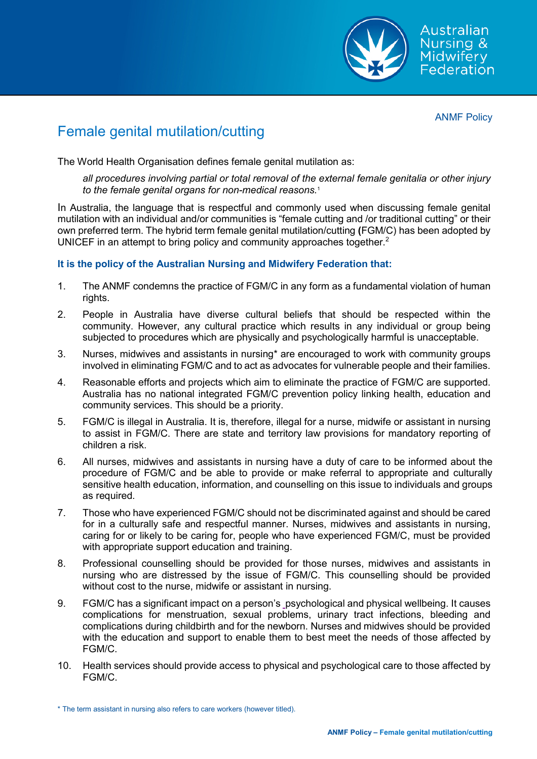ANMF Policy

# Female genital mutilation/cutting

The World Health Organisation defines female genital mutilation as:

> *all procedures involving partial or total removal of the external female genitalia or other injury to the female genital organs for non-medical reasons.*[1]

In Australia, the language that is respectful and commonly used when discussing female genital mutilation with an individual and/or communities is "female cutting and /or traditional cutting" or their own preferred term. The hybrid term female genital mutilation/cutting **(**FGM/C) has been adopted by UNICEF in an attempt to bring policy and community approaches together.[2]

**It is the policy of the Australian Nursing and Midwifery Federation that:**

1. The ANMF condemns the practice of FGM/C in any form as a fundamental violation of human rights.
2. People in Australia have diverse cultural beliefs that should be respected within the community. However, any cultural practice which results in any individual or group being subjected to procedures which are physically and psychologically harmful is unacceptable.
3. Nurses, midwives and assistants in nursing* are encouraged to work with community groups involved in eliminating FGM/C and to act as advocates for vulnerable people and their families.
4. Reasonable efforts and projects which aim to eliminate the practice of FGM/C are supported. Australia has no national integrated FGM/C prevention policy linking health, education and community services. This should be a priority.
5. FGM/C is illegal in Australia. It is, therefore, illegal for a nurse, midwife or assistant in nursing to assist in FGM/C. There are state and territory law provisions for mandatory reporting of children a risk.
6. All nurses, midwives and assistants in nursing have a duty of care to be informed about the procedure of FGM/C and be able to provide or make referral to appropriate and culturally sensitive health education, information, and counselling on this issue to individuals and groups as required.
7. Those who have experienced FGM/C should not be discriminated against and should be cared for in a culturally safe and respectful manner. Nurses, midwives and assistants in nursing, caring for or likely to be caring for, people who have experienced FGM/C, must be provided with appropriate support education and training.
8. Professional counselling should be provided for those nurses, midwives and assistants in nursing who are distressed by the issue of FGM/C. This counselling should be provided without cost to the nurse, midwife or assistant in nursing.
9. FGM/C has a significant impact on a person's psychological and physical wellbeing. It causes complications for menstruation, sexual problems, urinary tract infections, bleeding and complications during childbirth and for the newborn. Nurses and midwives should be provided with the education and support to enable them to best meet the needs of those affected by FGM/C.
10. Health services should provide access to physical and psychological care to those affected by FGM/C.

\* The term assistant in nursing also refers to care workers (however titled).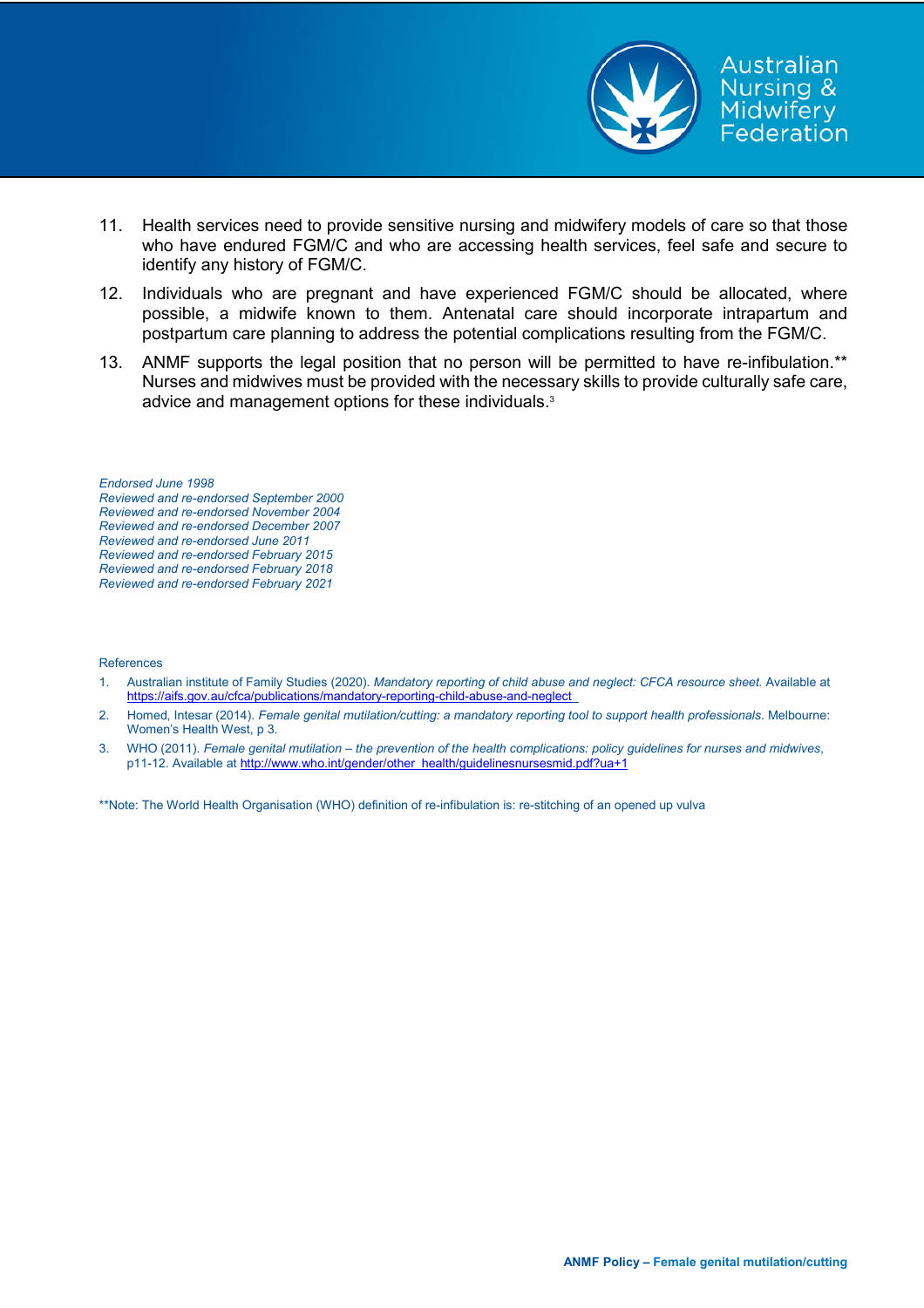11. Health services need to provide sensitive nursing and midwifery models of care so that those who have endured FGM/C and who are accessing health services, feel safe and secure to identify any history of FGM/C.

12. Individuals who are pregnant and have experienced FGM/C should be allocated, where possible, a midwife known to them. Antenatal care should incorporate intrapartum and postpartum care planning to address the potential complications resulting from the FGM/C.

13. ANMF supports the legal position that no person will be permitted to have re-infibulation.** Nurses and midwives must be provided with the necessary skills to provide culturally safe care, advice and management options for these individuals.[3]

*Endorsed June 1998*
*Reviewed and re-endorsed September 2000*
*Reviewed and re-endorsed November 2004*
*Reviewed and re-endorsed December 2007*
*Reviewed and re-endorsed June 2011*
*Reviewed and re-endorsed February 2015*
*Reviewed and re-endorsed February 2018*
*Reviewed and re-endorsed February 2021*

References

1. Australian institute of Family Studies (2020). *Mandatory reporting of child abuse and neglect: CFCA resource sheet.* Available at https://aifs.gov.au/cfca/publications/mandatory-reporting-child-abuse-and-neglect
2. Homed, Intesar (2014). *Female genital mutilation/cutting: a mandatory reporting tool to support health professionals*. Melbourne: Women's Health West, p 3.
3. WHO (2011). *Female genital mutilation – the prevention of the health complications: policy guidelines for nurses and midwives*, p11-12. Available at http://www.who.int/gender/other_health/guidelinesnursesmid.pdf?ua+1

**Note: The World Health Organisation (WHO) definition of re-infibulation is: re-stitching of an opened up vulva